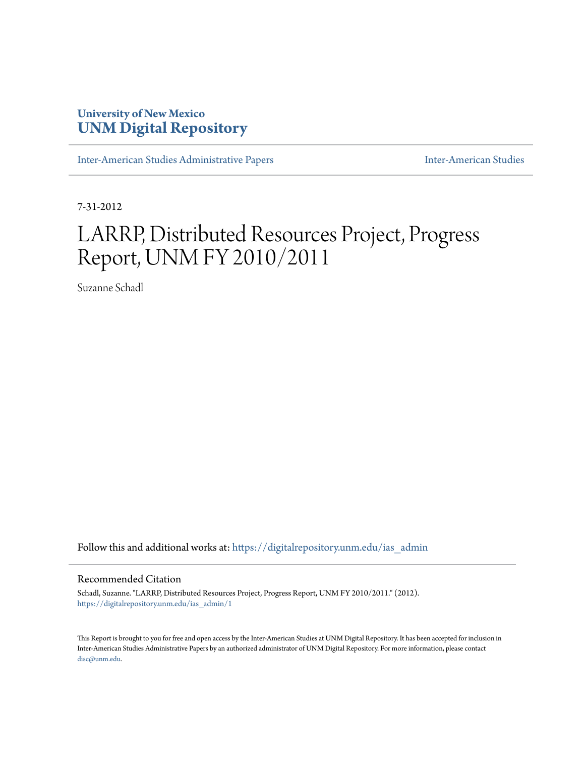University of New Mexico
**UNM Digital Repository**

Inter-American Studies Administrative Papers | Inter-American Studies

7-31-2012

# LARRP, Distributed Resources Project, Progress Report, UNM FY 2010/2011

Suzanne Schadl

Follow this and additional works at: https://digitalrepository.unm.edu/ias_admin

## Recommended Citation

Schadl, Suzanne. "LARRP, Distributed Resources Project, Progress Report, UNM FY 2010/2011." (2012).
https://digitalrepository.unm.edu/ias_admin/1

This Report is brought to you for free and open access by the Inter-American Studies at UNM Digital Repository. It has been accepted for inclusion in Inter-American Studies Administrative Papers by an authorized administrator of UNM Digital Repository. For more information, please contact disc@unm.edu.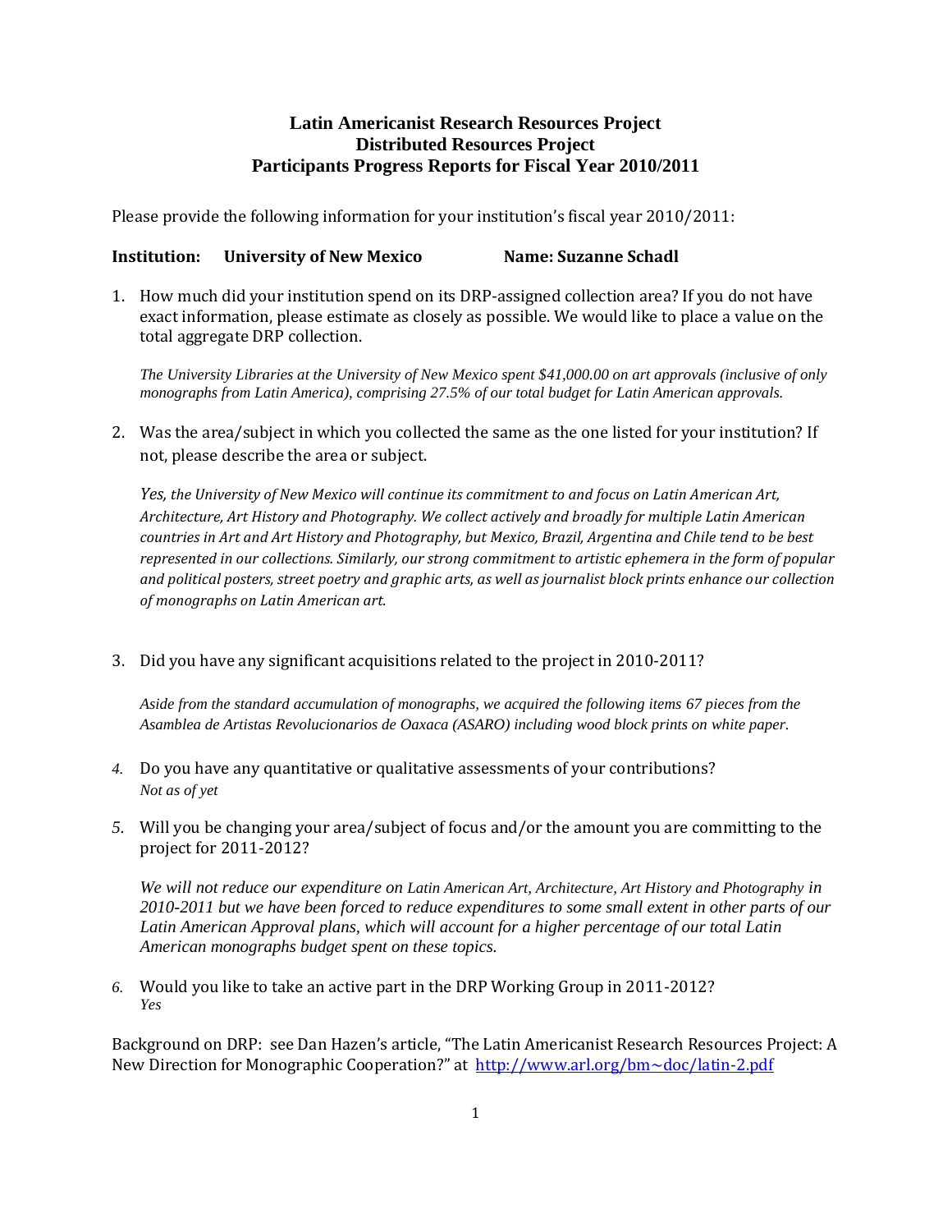**Latin Americanist Research Resources Project**
**Distributed Resources Project**
**Participants Progress Reports for Fiscal Year 2010/2011**

Please provide the following information for your institution's fiscal year 2010/2011:

**Institution: University of New Mexico** **Name: Suzanne Schadl**

1. How much did your institution spend on its DRP-assigned collection area? If you do not have exact information, please estimate as closely as possible. We would like to place a value on the total aggregate DRP collection.

   *The University Libraries at the University of New Mexico spent $41,000.00 on art approvals (inclusive of only monographs from Latin America), comprising 27.5% of our total budget for Latin American approvals.*

2. Was the area/subject in which you collected the same as the one listed for your institution? If not, please describe the area or subject.

   *Yes, the University of New Mexico will continue its commitment to and focus on Latin American Art, Architecture, Art History and Photography. We collect actively and broadly for multiple Latin American countries in Art and Art History and Photography, but Mexico, Brazil, Argentina and Chile tend to be best represented in our collections. Similarly, our strong commitment to artistic ephemera in the form of popular and political posters, street poetry and graphic arts, as well as journalist block prints enhance our collection of monographs on Latin American art.*

3. Did you have any significant acquisitions related to the project in 2010-2011?

   *Aside from the standard accumulation of monographs, we acquired the following items 67 pieces from the Asamblea de Artistas Revolucionarios de Oaxaca (ASARO) including wood block prints on white paper.*

4. Do you have any quantitative or qualitative assessments of your contributions?
   *Not as of yet*

5. Will you be changing your area/subject of focus and/or the amount you are committing to the project for 2011-2012?

   *We will not reduce our expenditure on Latin American Art, Architecture, Art History and Photography in 2010-2011 but we have been forced to reduce expenditures to some small extent in other parts of our Latin American Approval plans, which will account for a higher percentage of our total Latin American monographs budget spent on these topics.*

6. Would you like to take an active part in the DRP Working Group in 2011-2012?
   *Yes*

Background on DRP: see Dan Hazen's article, "The Latin Americanist Research Resources Project: A New Direction for Monographic Cooperation?" at http://www.arl.org/bm~doc/latin-2.pdf